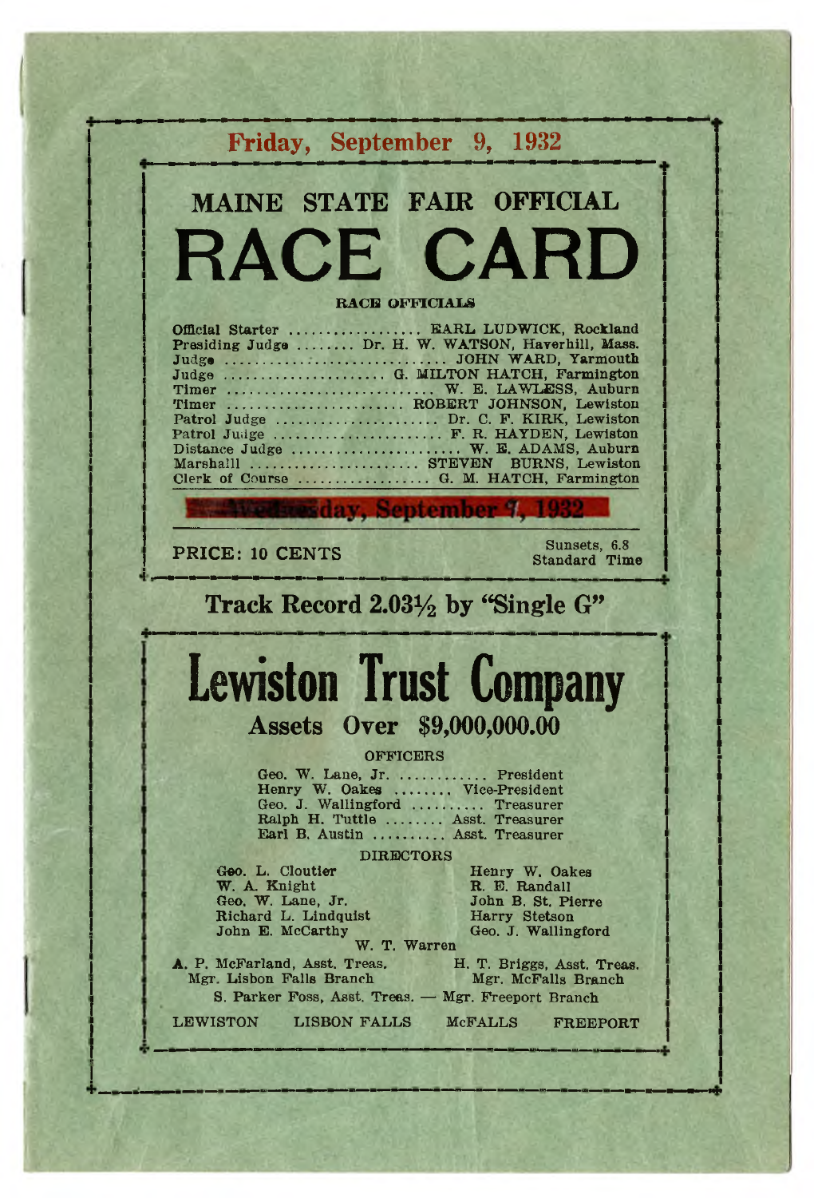**Friday, September 9, 1932**

# MAINE STATE FAIR OFFICIAL

# RACE CARD

### RACE OFFICIALS

Official Starter .................. EARL LUDWICK, Rockland
Presiding Judge ........ Dr. H. W. WATSON, Haverhill, Mass.
Judge .............................. JOHN WARD, Yarmouth
Judge ...................... G. MILTON HATCH, Farmington
Timer ............................ W. E. LAWLESS, Auburn
Timer ........................ ROBERT JOHNSON, Lewiston
Patrol Judge ...................... Dr. C. F. KIRK, Lewiston
Patrol Judge ...................... F. R. HAYDEN, Lewiston
Distance Judge ...................... W. E. ADAMS, Auburn
Marshalll ...................... STEVEN BURNS, Lewiston
Clerk of Course .................. G. M. HATCH, Farmington

**Wednesday, September 7, 1932**

PRICE: 10 CENTS

Sunsets, 6.8
Standard Time

## Track Record 2.03½ by "Single G"

# Lewiston Trust Company

## Assets Over $9,000,000.00

### OFFICERS

Geo. W. Lane, Jr. ............ President
Henry W. Oakes ........ Vice-President
Geo. J. Wallingford .......... Treasurer
Ralph H. Tuttle ........ Asst. Treasurer
Earl B. Austin .......... Asst. Treasurer

### DIRECTORS

Geo. L. Cloutier
W. A. Knight
Geo. W. Lane, Jr.
Richard L. Lindquist
John E. McCarthy
Henry W. Oakes
R. E. Randall
John B. St. Pierre
Harry Stetson
Geo. J. Wallingford
W. T. Warren

A. P. McFarland, Asst. Treas.
Mgr. Lisbon Falls Branch

H. T. Briggs, Asst. Treas.
Mgr. McFalls Branch

S. Parker Foss, Asst. Treas. — Mgr. Freeport Branch

LEWISTON LISBON FALLS McFALLS FREEPORT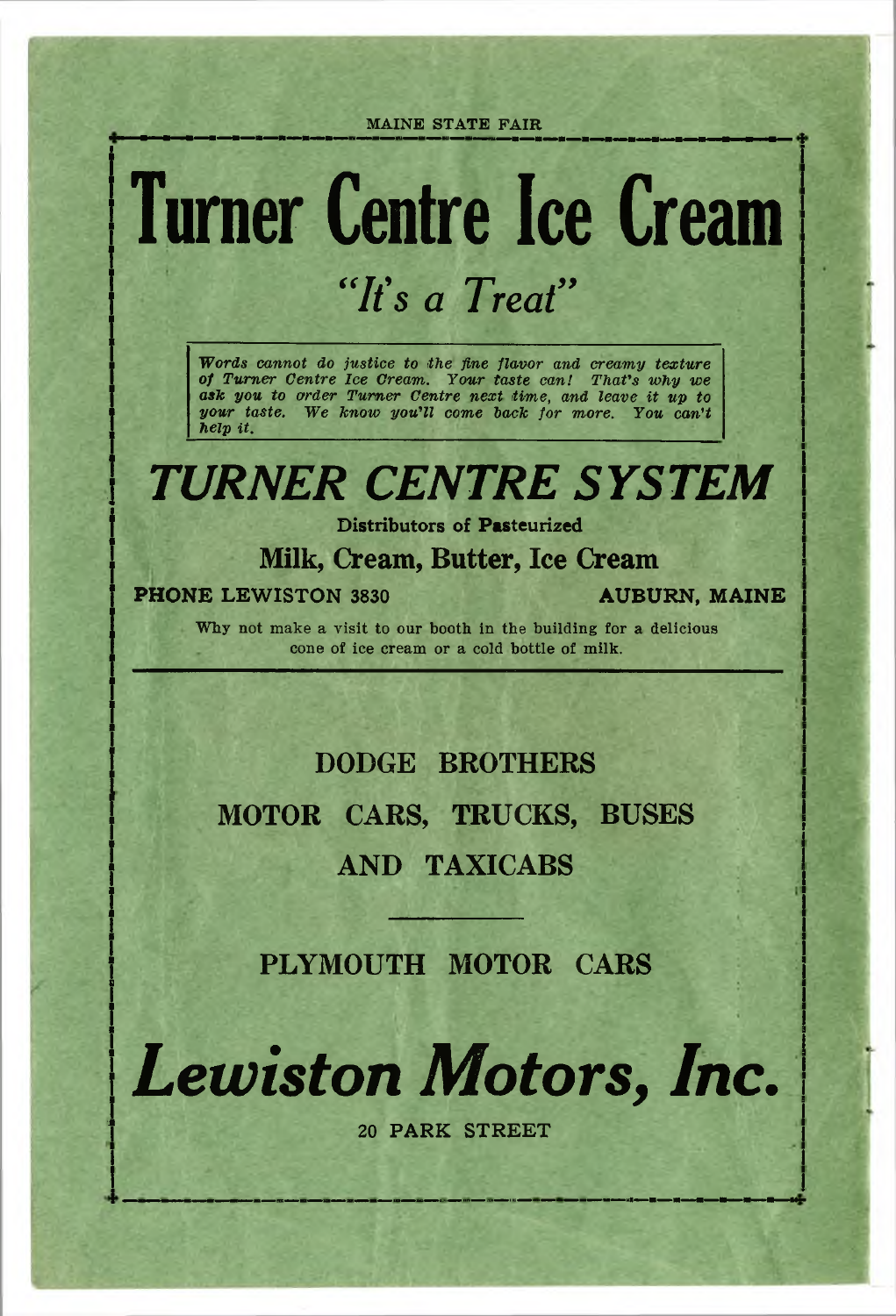# Turner Centre Ice Cream

## *"It's a Treat"*

*Words cannot do justice to the fine flavor and creamy texture of Turner Centre Ice Cream. Your taste can! That's why we ask you to order Turner Centre next time, and leave it up to your taste. We know you'll come back for more. You can't help it.*

## *TURNER CENTRE SYSTEM*

**Distributors of Pasteurized**

**Milk, Cream, Butter, Ice Cream**

**PHONE LEWISTON 3830** **AUBURN, MAINE**

Why not make a visit to our booth in the building for a delicious cone of ice cream or a cold bottle of milk.

---

DODGE BROTHERS

MOTOR CARS, TRUCKS, BUSES

AND TAXICABS

---

PLYMOUTH MOTOR CARS

## *Lewiston Motors, Inc.*

20 PARK STREET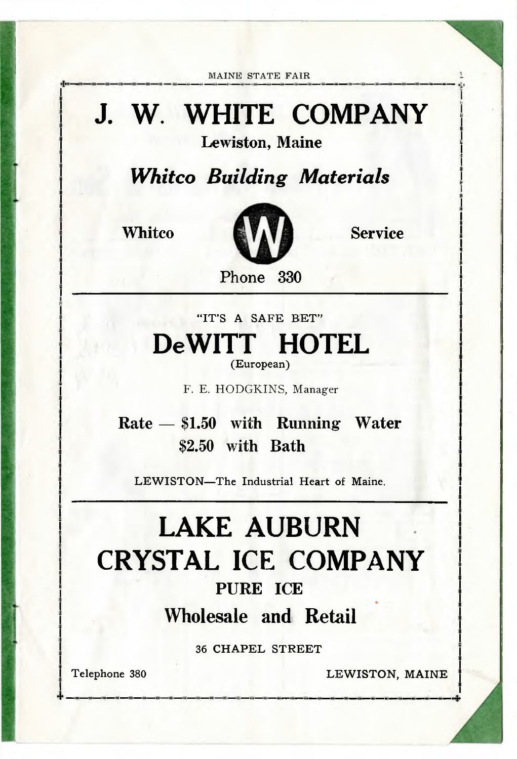# J. W. WHITE COMPANY

**Lewiston, Maine**

***Whitco Building Materials***

**Whitco** W **Service**

Phone 330

---

"IT'S A SAFE BET"

# DeWITT HOTEL

(European)

F. E. HODGKINS, Manager

**Rate — $1.50 with Running Water**
**$2.50 with Bath**

LEWISTON—The Industrial Heart of Maine.

---

# LAKE AUBURN CRYSTAL ICE COMPANY

**PURE ICE**

**Wholesale and Retail**

36 CHAPEL STREET

Telephone 380 LEWISTON, MAINE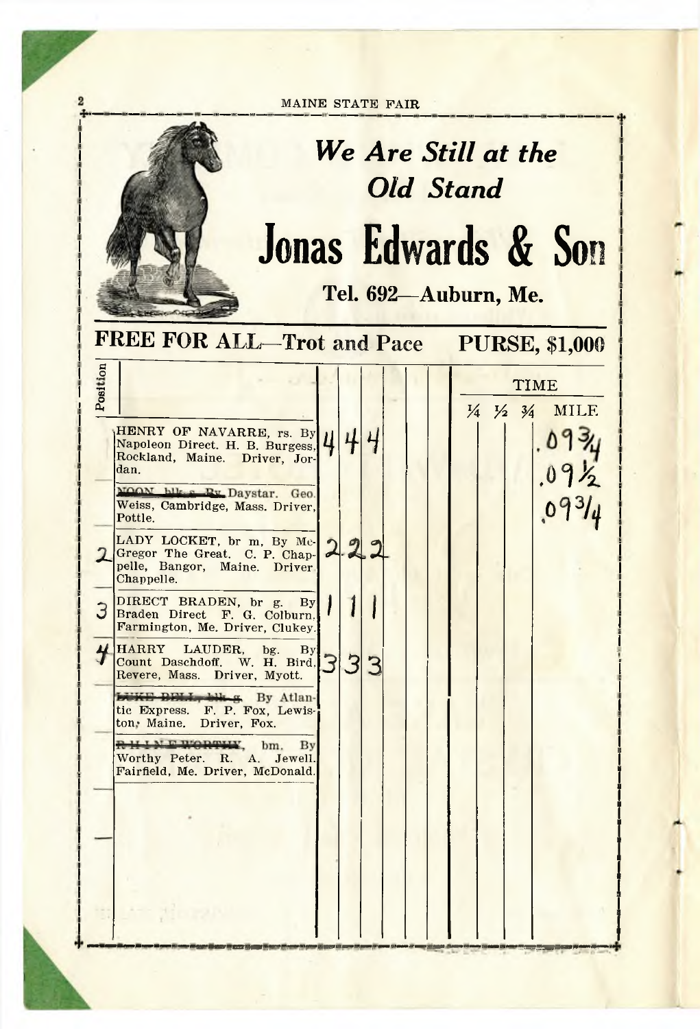*We Are Still at the Old Stand*

# Jonas Edwards & Son

**Tel. 692—Auburn, Me.**

## FREE FOR ALL—Trot and Pace PURSE, $1,000

| Position | | | | | | | | | TIME ¼ | ½ | ¾ | MILE |
|---|---|---|---|---|---|---|---|---|---|---|---|---|
| | HENRY OF NAVARRE, rs. By Napoleon Direct. H. B. Burgess, Rockland, Maine. Driver, Jordan. | 4 | 4 | 4 | | | | | | | | .09¾ |
| | ~~NOON, blk. g. By~~ Daystar. Geo. Weiss, Cambridge, Mass. Driver, Pottle. | | | | | | | | | | | .09½ |
| 2 | LADY LOCKET, br m, By McGregor The Great. C. P. Chappelle, Bangor, Maine. Driver Chappelle. | 2 | 2 | 2 | | | | | | | | .09¾ |
| 3 | DIRECT BRADEN, br g. By Braden Direct F. G. Colburn, Farmington, Me. Driver, Clukey. | 1 | 1 | 1 | | | | | | | | |
| 4 | HARRY LAUDER, bg. By Count Daschdoff. W. H. Bird, Revere, Mass. Driver, Myott. | 3 | 3 | 3 | | | | | | | | |
| | ~~LUKE BELL, blk. g.~~ By Atlantic Express. F. P. Fox, Lewiston, Maine. Driver, Fox. | | | | | | | | | | | |
| | ~~RHINE WORTHY~~, bm. By Worthy Peter. R. A. Jewell, Fairfield, Me. Driver, McDonald. | | | | | | | | | | | |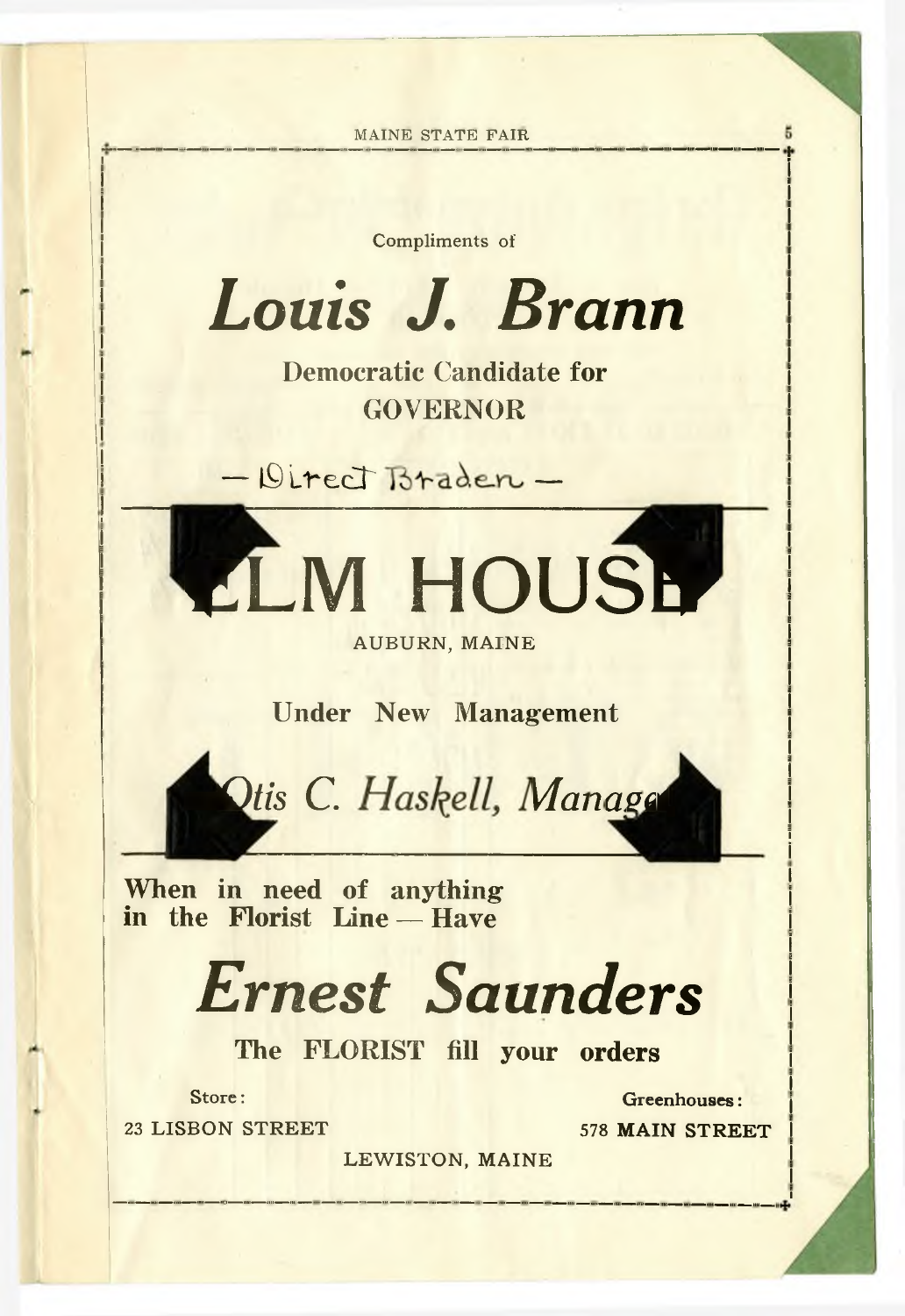Compliments of

# *Louis J. Brann*

**Democratic Candidate for GOVERNOR**

— Direct Braden —

# ELM HOUSE

AUBURN, MAINE

**Under New Management**

*Otis C. Haskell, Manager*

**When in need of anything in the Florist Line — Have**

# *Ernest Saunders*

**The FLORIST fill your orders**

Store:
23 LISBON STREET

Greenhouses:
578 MAIN STREET

LEWISTON, MAINE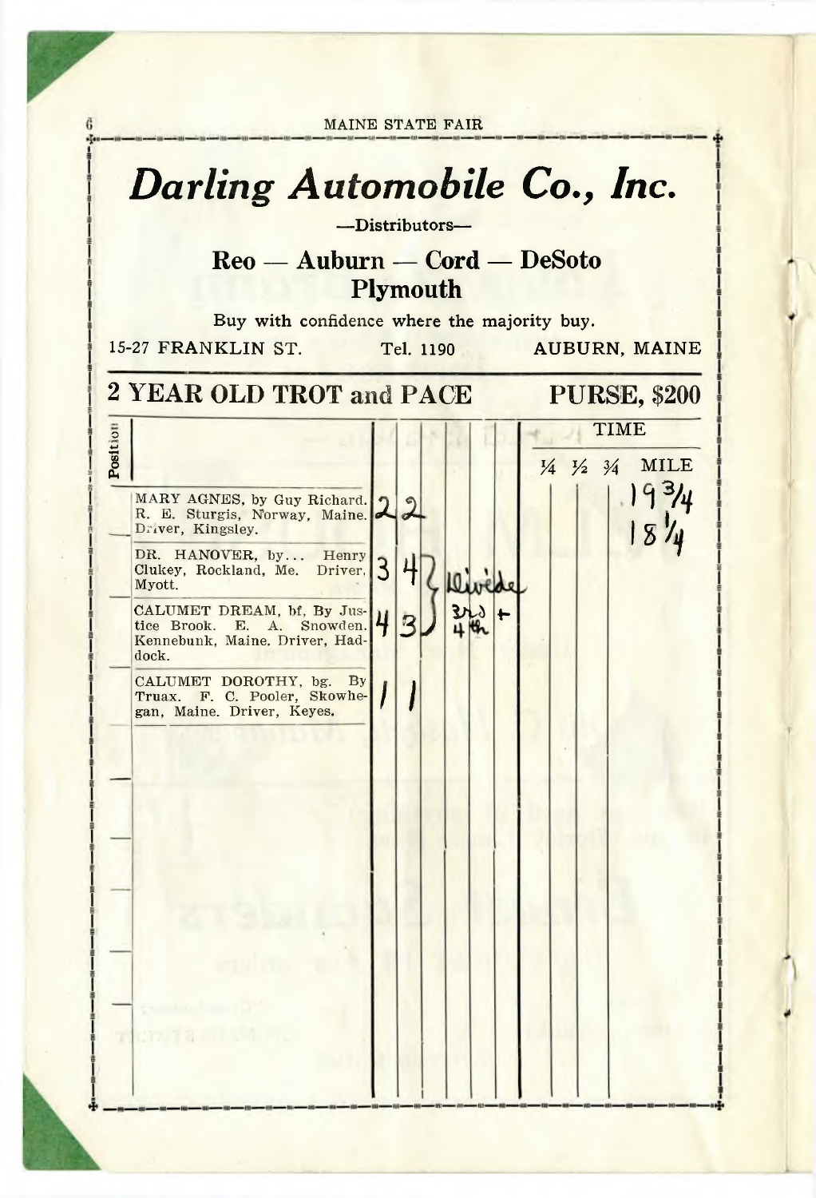# Darling Automobile Co., Inc.

—Distributors—

**Reo — Auburn — Cord — DeSoto**
**Plymouth**

Buy with confidence where the majority buy.

15-27 FRANKLIN ST. Tel. 1190 AUBURN, MAINE

## 2 YEAR OLD TROT and PACE PURSE, $200

| Position | | | | | | | | ¼ | ½ | ¾ | MILE |
|---|---|---|---|---|---|---|---|---|---|---|---|
| | MARY AGNES, by Guy Richard. R. E. Sturgis, Norway, Maine. Driver, Kingsley. | 2 | 2 | | | | | | | | 19¾ |
| | DR. HANOVER, by... Henry Clukey, Rockland, Me. Driver, Myott. | 3 | 4 | Divide | | | | | | | 18¼ |
| | CALUMET DREAM, bf, By Justice Brook. E. A. Snowden. Kennebunk, Maine. Driver, Haddock. | 4 | 3 | 3rd + 4th | | | | | | | |
| | CALUMET DOROTHY, bg. By Truax. F. C. Pooler, Skowhegan, Maine. Driver, Keyes. | 1 | 1 | | | | | | | | |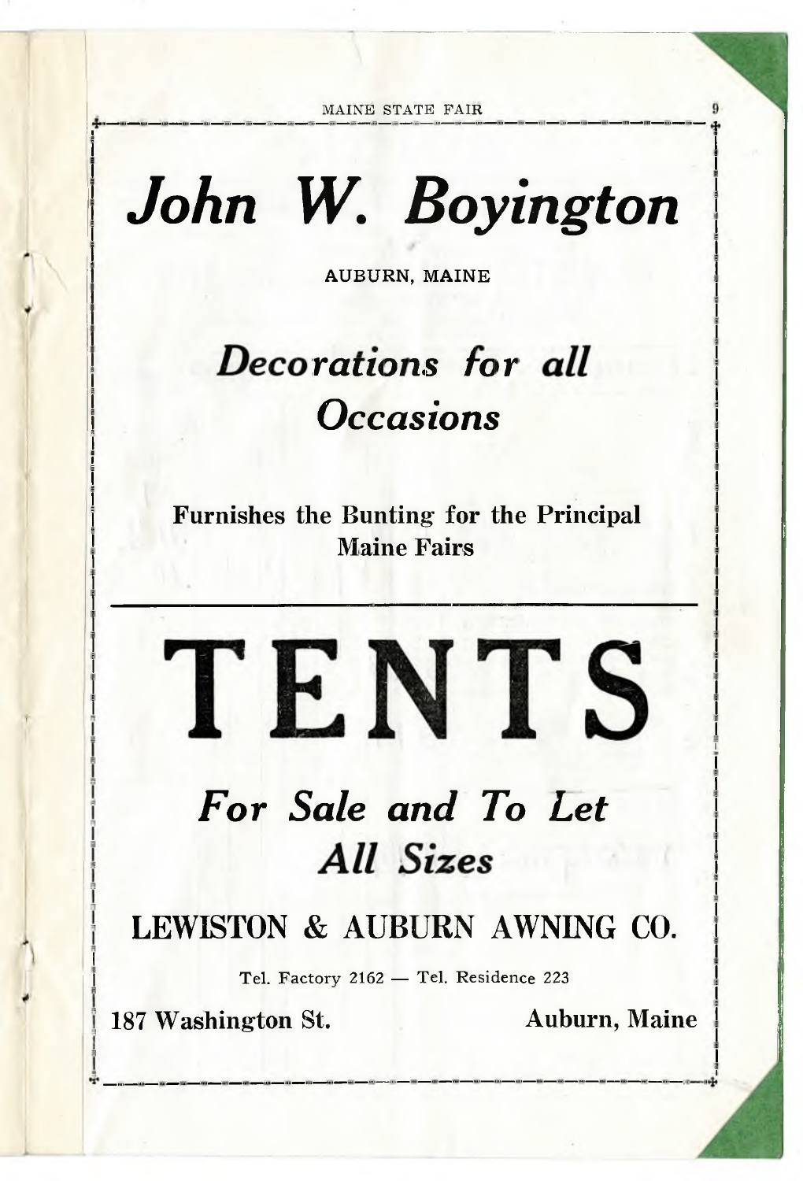# *John W. Boyington*

AUBURN, MAINE

## *Decorations for all Occasions*

**Furnishes the Bunting for the Principal Maine Fairs**

---

# TENTS

## *For Sale and To Let*
## *All Sizes*

## LEWISTON & AUBURN AWNING CO.

Tel. Factory 2162 — Tel. Residence 223

**187 Washington St.** **Auburn, Maine**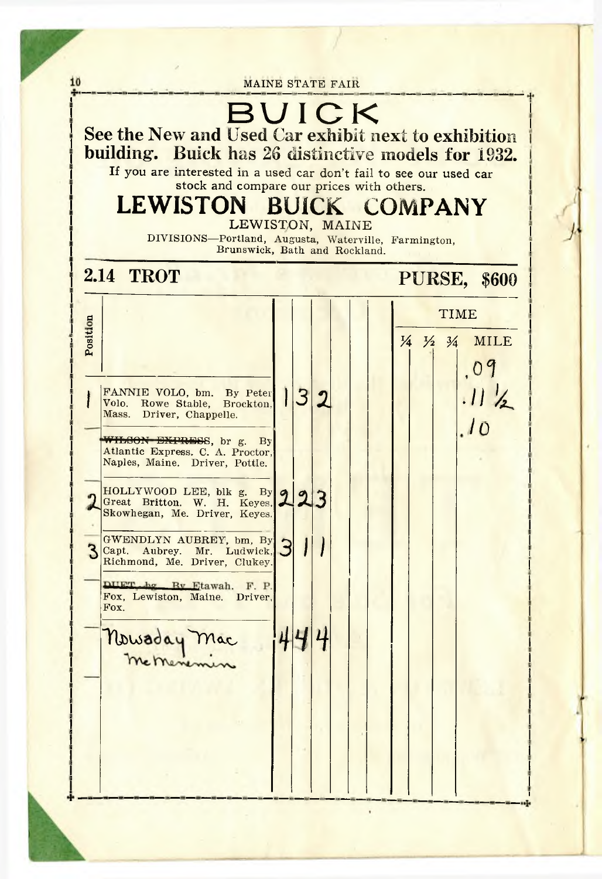# BUICK

**See the New and Used Car exhibit next to exhibition building. Buick has 26 distinctive models for 1932.**

If you are interested in a used car don't fail to see our used car stock and compare our prices with others.

## LEWISTON BUICK COMPANY

LEWISTON, MAINE

DIVISIONS—Portland, Augusta, Waterville, Farmington, Brunswick, Bath and Rockland.

## 2.14 TROT — PURSE, $600

| Position | | | | | | | | | ¼ | ½ | ¾ | MILE |
|---|---|---|---|---|---|---|---|---|---|---|---|---|
| | | | | | | | | | | | | .09 |
| 1 | FANNIE VOLO, bm. By Peter Volo. Rowe Stable, Brockton, Mass. Driver, Chappelle. | 1 | 3 | 2 | | | | | | | | .11½ |
| — | ~~WILSON EXPRESS~~, br g. By Atlantic Express. C. A. Proctor, Naples, Maine. Driver, Pottle. | | | | | | | | | | | .10 |
| 2 | HOLLYWOOD LEE, blk g. By Great Britton. W. H. Keyes, Skowhegan, Me. Driver, Keyes. | 2 | 2 | 3 | | | | | | | | |
| 3 | GWENDLYN AUBREY, bm, By Capt. Aubrey. Mr. Ludwick, Richmond, Me. Driver, Clukey. | 3 | 1 | 1 | | | | | | | | |
| — | ~~DUET, bg. By~~ Etawah. F. P. Fox, Lewiston, Maine. Driver, Fox. | | | | | | | | | | | |
| — | Nowaday Mac<br>McMenemin | 4 | 4 | 4 | | | | | | | | |
| — | | | | | | | | | | | | |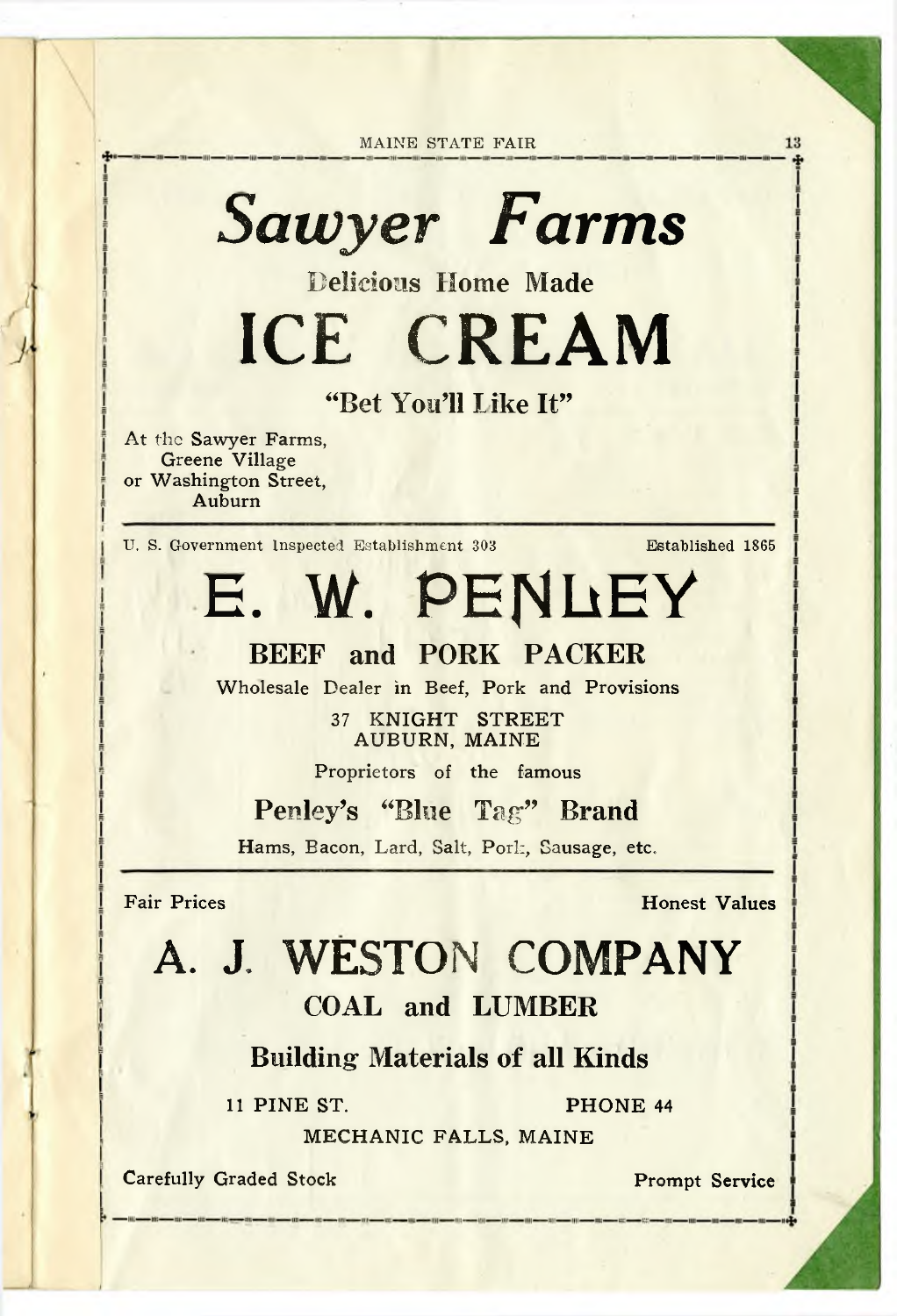# *Sawyer Farms*

Delicious Home Made

# ICE CREAM

**"Bet You'll Like It"**

At the Sawyer Farms,
Greene Village
or Washington Street,
Auburn

---

U. S. Government Inspected Establishment 303 — Established 1865

# E. W. PENLEY

## BEEF and PORK PACKER

Wholesale Dealer in Beef, Pork and Provisions

37 KNIGHT STREET
AUBURN, MAINE

Proprietors of the famous

**Penley's "Blue Tag" Brand**

Hams, Bacon, Lard, Salt, Pork, Sausage, etc.

---

Fair Prices — Honest Values

# A. J. WESTON COMPANY

## COAL and LUMBER

**Building Materials of all Kinds**

11 PINE ST. — PHONE 44

MECHANIC FALLS, MAINE

Carefully Graded Stock — Prompt Service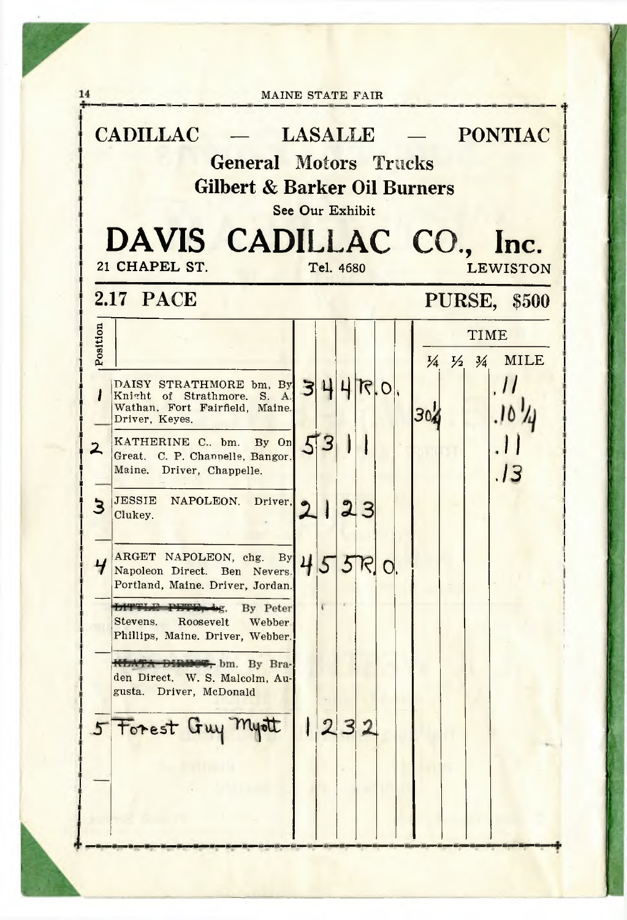# CADILLAC — LASALLE — PONTIAC

## General Motors Trucks

## Gilbert & Barker Oil Burners

See Our Exhibit

# DAVIS CADILLAC CO., Inc.

21 CHAPEL ST. Tel. 4680 LEWISTON

## 2.17 PACE — PURSE, $500

| Position | | | | | | | ¼ | ½ | ¾ | MILE |
|---|---|---|---|---|---|---|---|---|---|---|
| 1 | DAISY STRATHMORE bm, By Knight of Strathmore. S. A. Wathan, Fort Fairfield, Maine. Driver, Keyes. | 3 | 4 | 4 | R.O. | | 30¼ | | | .11<br>.10¼ |
| 2 | KATHERINE C., bm. By On Great. C. P. Chappelle, Bangor, Maine. Driver, Chappelle. | 5 | 3 | 1 | 1 | | | | | .11<br>.13 |
| 3 | JESSIE NAPOLEON. Driver, Clukey. | 2 | 1 | 2 | 3 | | | | | |
| 4 | ARGET NAPOLEON, chg. By Napoleon Direct. Ben Nevers, Portland, Maine. Driver, Jordan. | 4 | 5 | 5 | R. O. | | | | | |
| | ~~LITTLE PETE, bg.~~ By Peter Stevens. Roosevelt Webber, Phillips, Maine. Driver, Webber. | | | | | | | | | |
| | ~~KLATA DIRECT,~~ bm. By Braden Direct. W. S. Malcolm, Augusta. Driver, McDonald | | | | | | | | | |
| 5 | Forest Guy Myott | 1 | 2 | 3 | 2 | | | | | |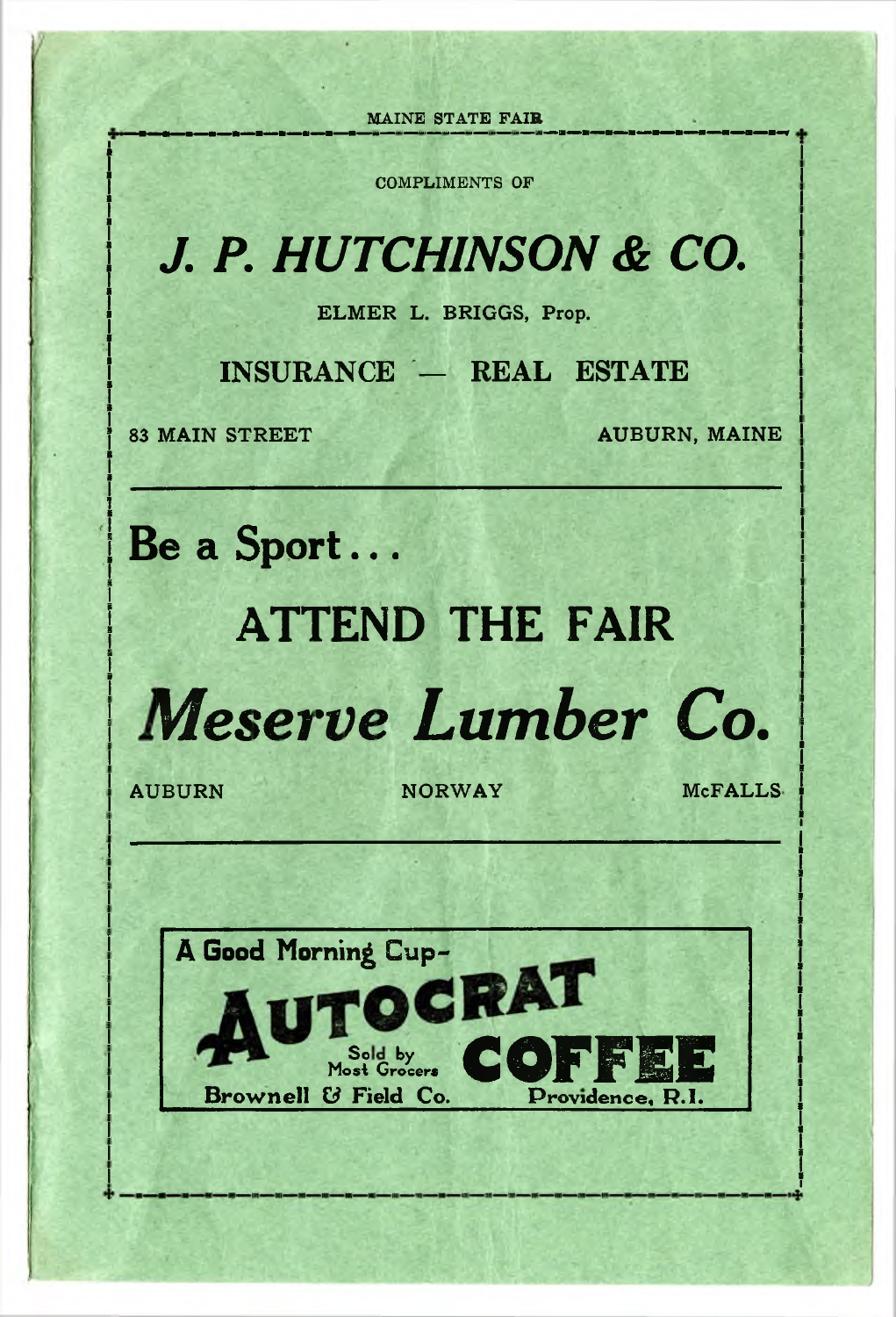COMPLIMENTS OF

# *J. P. HUTCHINSON & CO.*

ELMER L. BRIGGS, Prop.

INSURANCE — REAL ESTATE

83 MAIN STREET AUBURN, MAINE

---

**Be a Sport . . .**

## ATTEND THE FAIR

# *Meserve Lumber Co.*

AUBURN NORWAY McFALLS

---

**A Good Morning Cup–**

# AUTOCRAT COFFEE

Sold by Most Grocers

Brownell & Field Co. Providence, R.I.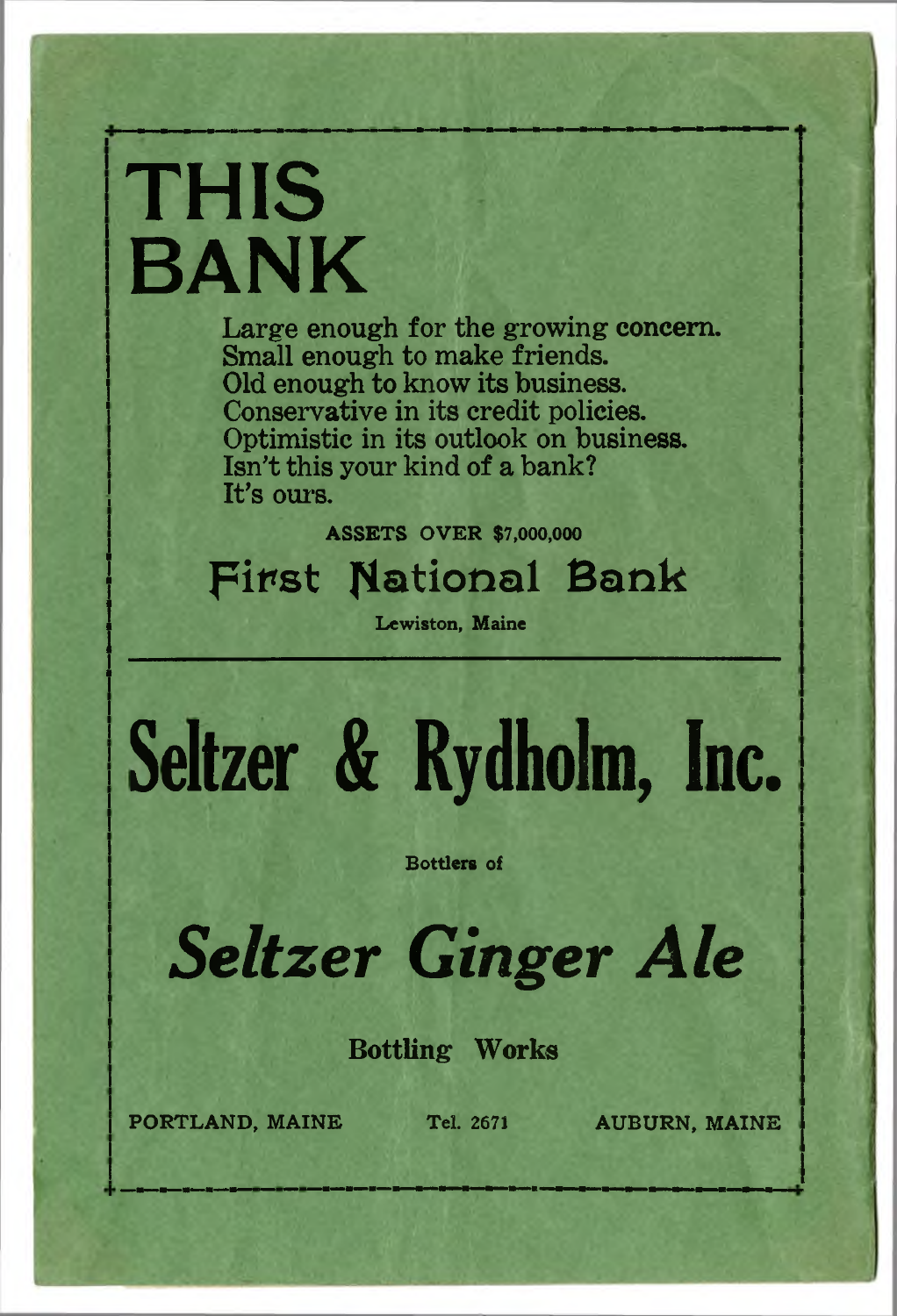# THIS BANK

Large enough for the growing concern.
Small enough to make friends.
Old enough to know its business.
Conservative in its credit policies.
Optimistic in its outlook on business.
Isn't this your kind of a bank?
It's ours.

**ASSETS OVER $7,000,000**

## First National Bank

**Lewiston, Maine**

---

# Seltzer & Rydholm, Inc.

**Bottlers of**

## *Seltzer Ginger Ale*

**Bottling Works**

PORTLAND, MAINE    Tel. 2671    AUBURN, MAINE